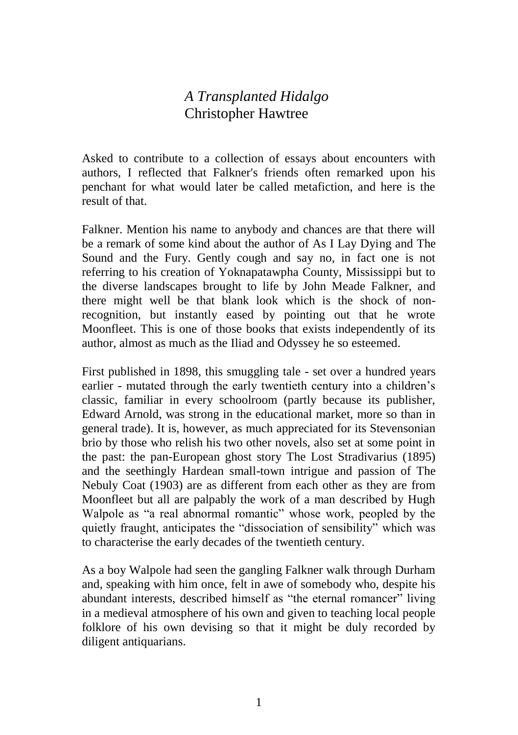# *A Transplanted Hidalgo*

Christopher Hawtree

Asked to contribute to a collection of essays about encounters with authors, I reflected that Falkner's friends often remarked upon his penchant for what would later be called metafiction, and here is the result of that.

Falkner. Mention his name to anybody and chances are that there will be a remark of some kind about the author of As I Lay Dying and The Sound and the Fury. Gently cough and say no, in fact one is not referring to his creation of Yoknapatawpha County, Mississippi but to the diverse landscapes brought to life by John Meade Falkner, and there might well be that blank look which is the shock of non-recognition, but instantly eased by pointing out that he wrote Moonfleet. This is one of those books that exists independently of its author, almost as much as the Iliad and Odyssey he so esteemed.

First published in 1898, this smuggling tale - set over a hundred years earlier - mutated through the early twentieth century into a children's classic, familiar in every schoolroom (partly because its publisher, Edward Arnold, was strong in the educational market, more so than in general trade). It is, however, as much appreciated for its Stevensonian brio by those who relish his two other novels, also set at some point in the past: the pan-European ghost story The Lost Stradivarius (1895) and the seethingly Hardean small-town intrigue and passion of The Nebuly Coat (1903) are as different from each other as they are from Moonfleet but all are palpably the work of a man described by Hugh Walpole as "a real abnormal romantic" whose work, peopled by the quietly fraught, anticipates the "dissociation of sensibility" which was to characterise the early decades of the twentieth century.

As a boy Walpole had seen the gangling Falkner walk through Durham and, speaking with him once, felt in awe of somebody who, despite his abundant interests, described himself as "the eternal romancer" living in a medieval atmosphere of his own and given to teaching local people folklore of his own devising so that it might be duly recorded by diligent antiquarians.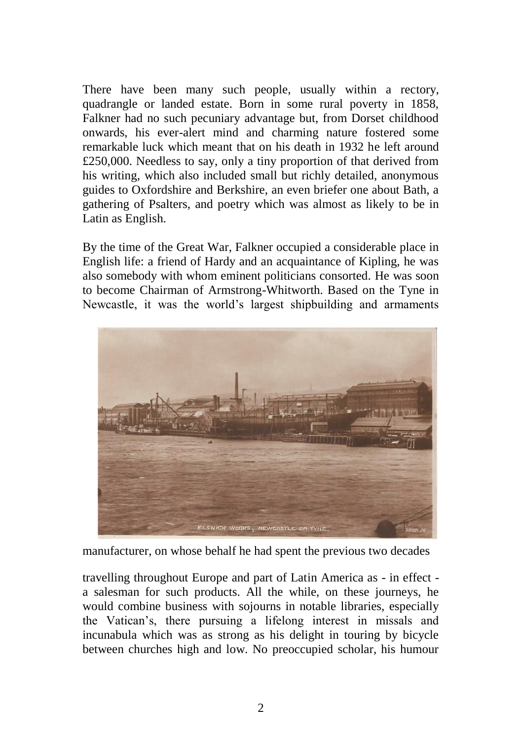There have been many such people, usually within a rectory, quadrangle or landed estate. Born in some rural poverty in 1858, Falkner had no such pecuniary advantage but, from Dorset childhood onwards, his ever-alert mind and charming nature fostered some remarkable luck which meant that on his death in 1932 he left around £250,000. Needless to say, only a tiny proportion of that derived from his writing, which also included small but richly detailed, anonymous guides to Oxfordshire and Berkshire, an even briefer one about Bath, a gathering of Psalters, and poetry which was almost as likely to be in Latin as English.

By the time of the Great War, Falkner occupied a considerable place in English life: a friend of Hardy and an acquaintance of Kipling, he was also somebody with whom eminent politicians consorted. He was soon to become Chairman of Armstrong-Whitworth. Based on the Tyne in Newcastle, it was the world's largest shipbuilding and armaments manufacturer, on whose behalf he had spent the previous two decades travelling throughout Europe and part of Latin America as - in effect - a salesman for such products. All the while, on these journeys, he would combine business with sojourns in notable libraries, especially the Vatican's, there pursuing a lifelong interest in missals and incunabula which was as strong as his delight in touring by bicycle between churches high and low. No preoccupied scholar, his humour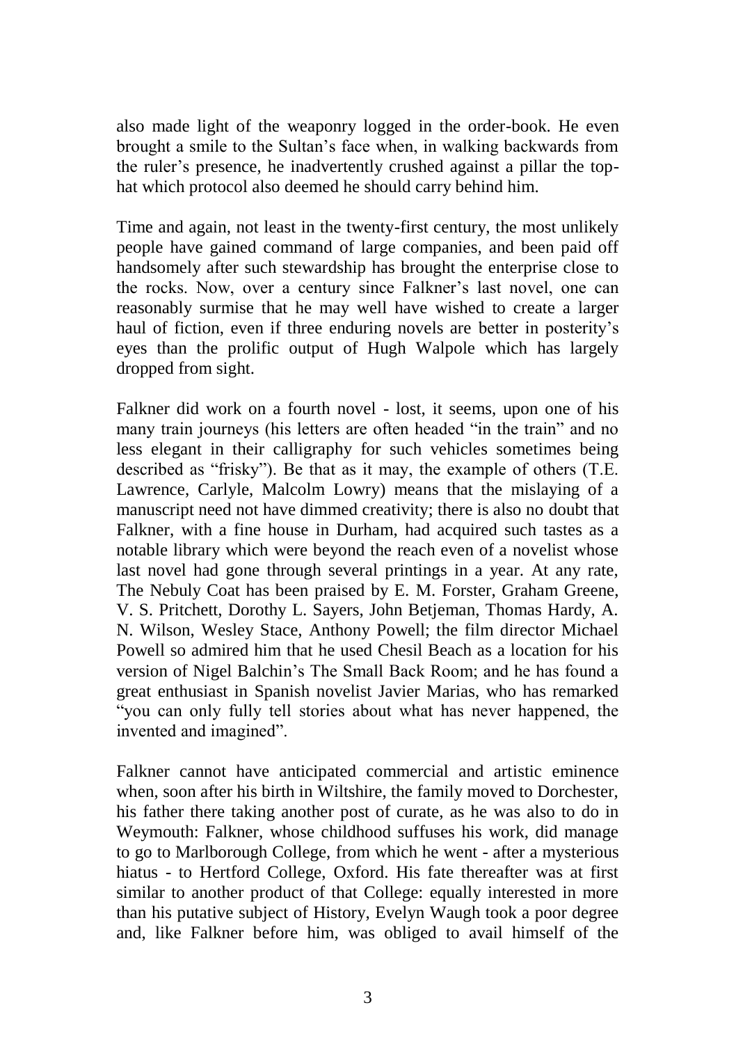also made light of the weaponry logged in the order-book. He even brought a smile to the Sultan's face when, in walking backwards from the ruler's presence, he inadvertently crushed against a pillar the top-hat which protocol also deemed he should carry behind him.

Time and again, not least in the twenty-first century, the most unlikely people have gained command of large companies, and been paid off handsomely after such stewardship has brought the enterprise close to the rocks. Now, over a century since Falkner's last novel, one can reasonably surmise that he may well have wished to create a larger haul of fiction, even if three enduring novels are better in posterity's eyes than the prolific output of Hugh Walpole which has largely dropped from sight.

Falkner did work on a fourth novel - lost, it seems, upon one of his many train journeys (his letters are often headed "in the train" and no less elegant in their calligraphy for such vehicles sometimes being described as "frisky"). Be that as it may, the example of others (T.E. Lawrence, Carlyle, Malcolm Lowry) means that the mislaying of a manuscript need not have dimmed creativity; there is also no doubt that Falkner, with a fine house in Durham, had acquired such tastes as a notable library which were beyond the reach even of a novelist whose last novel had gone through several printings in a year. At any rate, The Nebuly Coat has been praised by E. M. Forster, Graham Greene, V. S. Pritchett, Dorothy L. Sayers, John Betjeman, Thomas Hardy, A. N. Wilson, Wesley Stace, Anthony Powell; the film director Michael Powell so admired him that he used Chesil Beach as a location for his version of Nigel Balchin's The Small Back Room; and he has found a great enthusiast in Spanish novelist Javier Marias, who has remarked "you can only fully tell stories about what has never happened, the invented and imagined".

Falkner cannot have anticipated commercial and artistic eminence when, soon after his birth in Wiltshire, the family moved to Dorchester, his father there taking another post of curate, as he was also to do in Weymouth: Falkner, whose childhood suffuses his work, did manage to go to Marlborough College, from which he went - after a mysterious hiatus - to Hertford College, Oxford. His fate thereafter was at first similar to another product of that College: equally interested in more than his putative subject of History, Evelyn Waugh took a poor degree and, like Falkner before him, was obliged to avail himself of the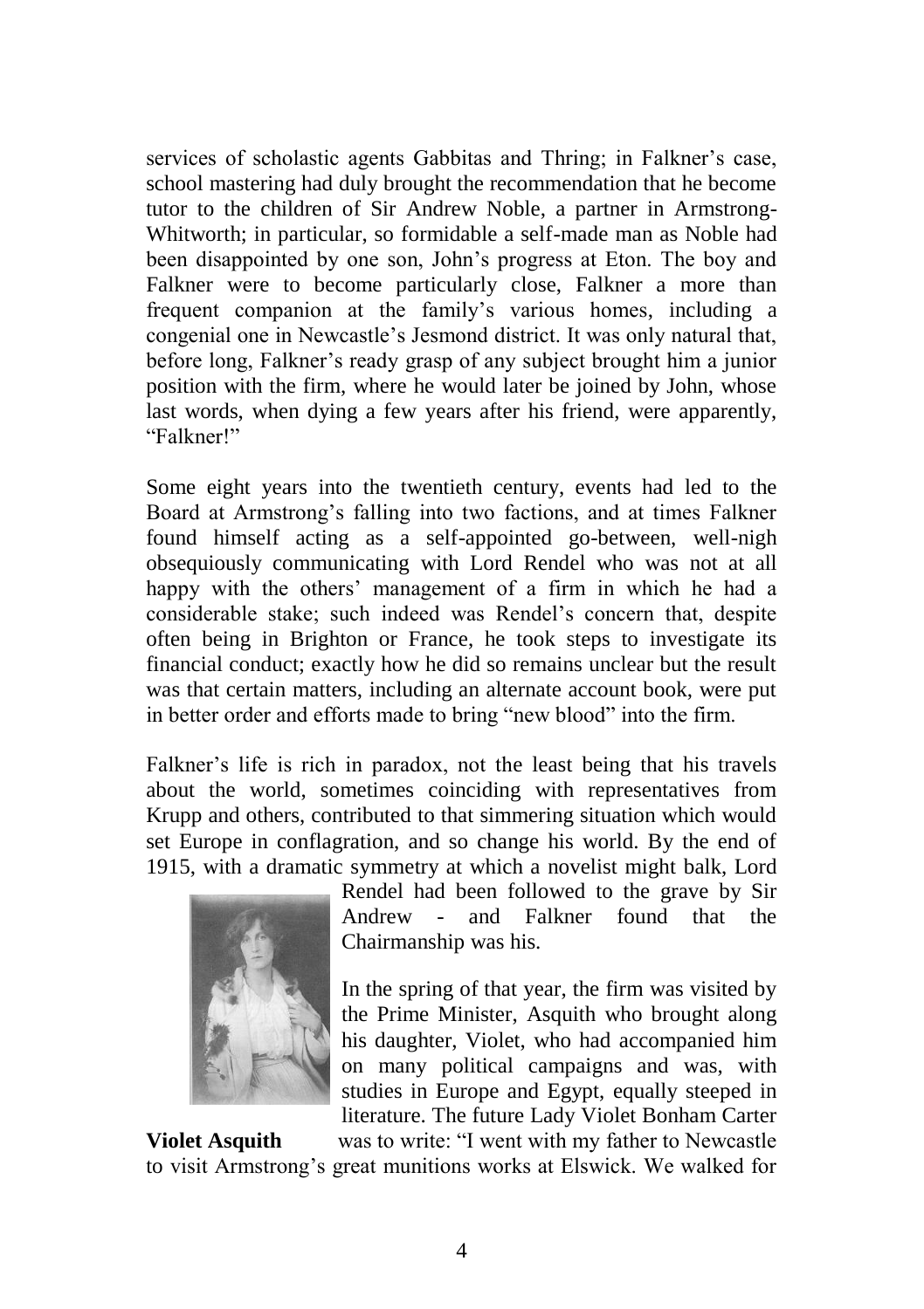services of scholastic agents Gabbitas and Thring; in Falkner's case, school mastering had duly brought the recommendation that he become tutor to the children of Sir Andrew Noble, a partner in Armstrong-Whitworth; in particular, so formidable a self-made man as Noble had been disappointed by one son, John's progress at Eton. The boy and Falkner were to become particularly close, Falkner a more than frequent companion at the family's various homes, including a congenial one in Newcastle's Jesmond district. It was only natural that, before long, Falkner's ready grasp of any subject brought him a junior position with the firm, where he would later be joined by John, whose last words, when dying a few years after his friend, were apparently, "Falkner!"

Some eight years into the twentieth century, events had led to the Board at Armstrong's falling into two factions, and at times Falkner found himself acting as a self-appointed go-between, well-nigh obsequiously communicating with Lord Rendel who was not at all happy with the others' management of a firm in which he had a considerable stake; such indeed was Rendel's concern that, despite often being in Brighton or France, he took steps to investigate its financial conduct; exactly how he did so remains unclear but the result was that certain matters, including an alternate account book, were put in better order and efforts made to bring "new blood" into the firm.

Falkner's life is rich in paradox, not the least being that his travels about the world, sometimes coinciding with representatives from Krupp and others, contributed to that simmering situation which would set Europe in conflagration, and so change his world. By the end of 1915, with a dramatic symmetry at which a novelist might balk, Lord Rendel had been followed to the grave by Sir Andrew - and Falkner found that the Chairmanship was his.

**Violet Asquith**

In the spring of that year, the firm was visited by the Prime Minister, Asquith who brought along his daughter, Violet, who had accompanied him on many political campaigns and was, with studies in Europe and Egypt, equally steeped in literature. The future Lady Violet Bonham Carter was to write: "I went with my father to Newcastle to visit Armstrong's great munitions works at Elswick. We walked for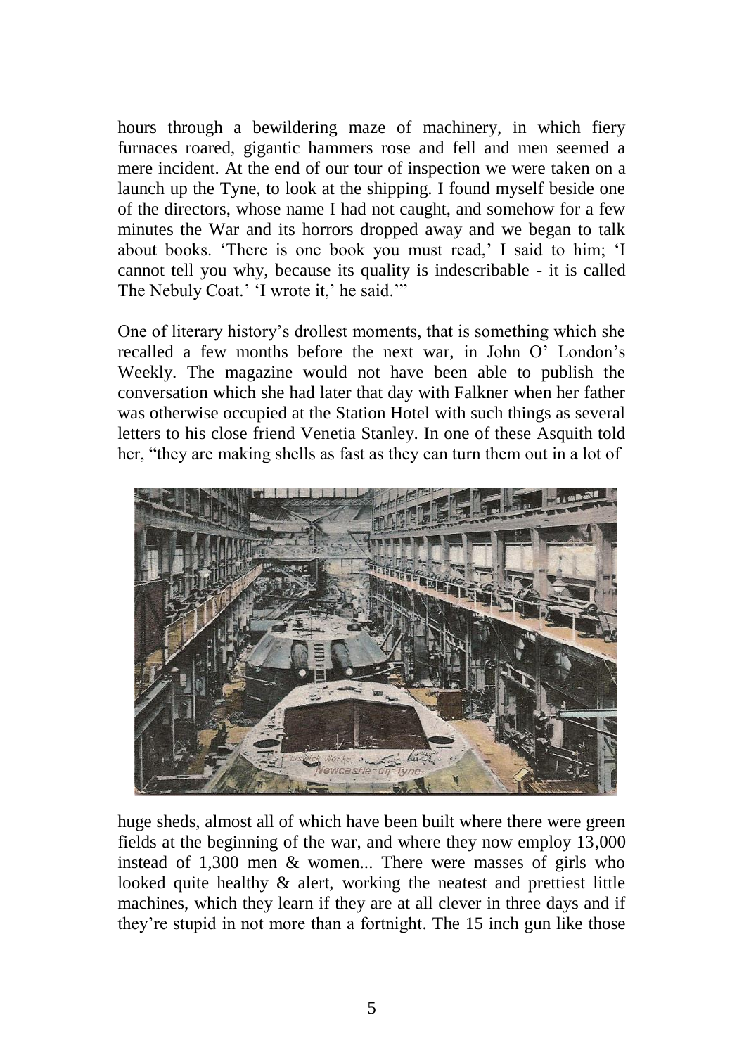hours through a bewildering maze of machinery, in which fiery furnaces roared, gigantic hammers rose and fell and men seemed a mere incident. At the end of our tour of inspection we were taken on a launch up the Tyne, to look at the shipping. I found myself beside one of the directors, whose name I had not caught, and somehow for a few minutes the War and its horrors dropped away and we began to talk about books. 'There is one book you must read,' I said to him; 'I cannot tell you why, because its quality is indescribable - it is called The Nebuly Coat.' 'I wrote it,' he said.'"

One of literary history's drollest moments, that is something which she recalled a few months before the next war, in John O' London's Weekly. The magazine would not have been able to publish the conversation which she had later that day with Falkner when her father was otherwise occupied at the Station Hotel with such things as several letters to his close friend Venetia Stanley. In one of these Asquith told her, "they are making shells as fast as they can turn them out in a lot of huge sheds, almost all of which have been built where there were green fields at the beginning of the war, and where they now employ 13,000 instead of 1,300 men & women... There were masses of girls who looked quite healthy & alert, working the neatest and prettiest little machines, which they learn if they are at all clever in three days and if they're stupid in not more than a fortnight. The 15 inch gun like those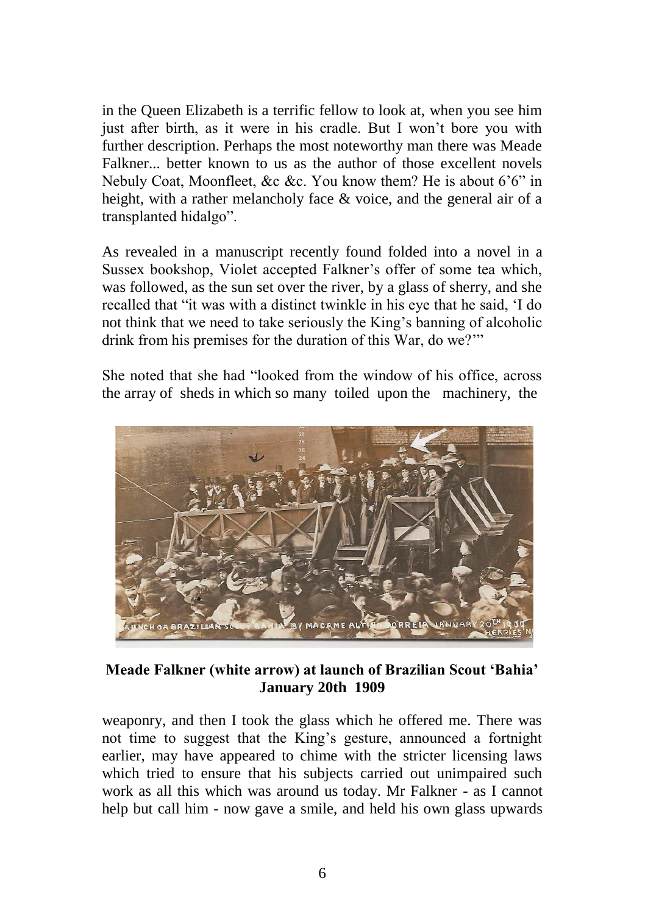in the Queen Elizabeth is a terrific fellow to look at, when you see him just after birth, as it were in his cradle. But I won't bore you with further description. Perhaps the most noteworthy man there was Meade Falkner... better known to us as the author of those excellent novels Nebuly Coat, Moonfleet, &c &c. You know them? He is about 6'6" in height, with a rather melancholy face & voice, and the general air of a transplanted hidalgo".

As revealed in a manuscript recently found folded into a novel in a Sussex bookshop, Violet accepted Falkner's offer of some tea which, was followed, as the sun set over the river, by a glass of sherry, and she recalled that "it was with a distinct twinkle in his eye that he said, 'I do not think that we need to take seriously the King's banning of alcoholic drink from his premises for the duration of this War, do we?'"

She noted that she had "looked from the window of his office, across the array of sheds in which so many toiled upon the machinery, the

**Meade Falkner (white arrow) at launch of Brazilian Scout 'Bahia' January 20th 1909**

weaponry, and then I took the glass which he offered me. There was not time to suggest that the King's gesture, announced a fortnight earlier, may have appeared to chime with the stricter licensing laws which tried to ensure that his subjects carried out unimpaired such work as all this which was around us today. Mr Falkner - as I cannot help but call him - now gave a smile, and held his own glass upwards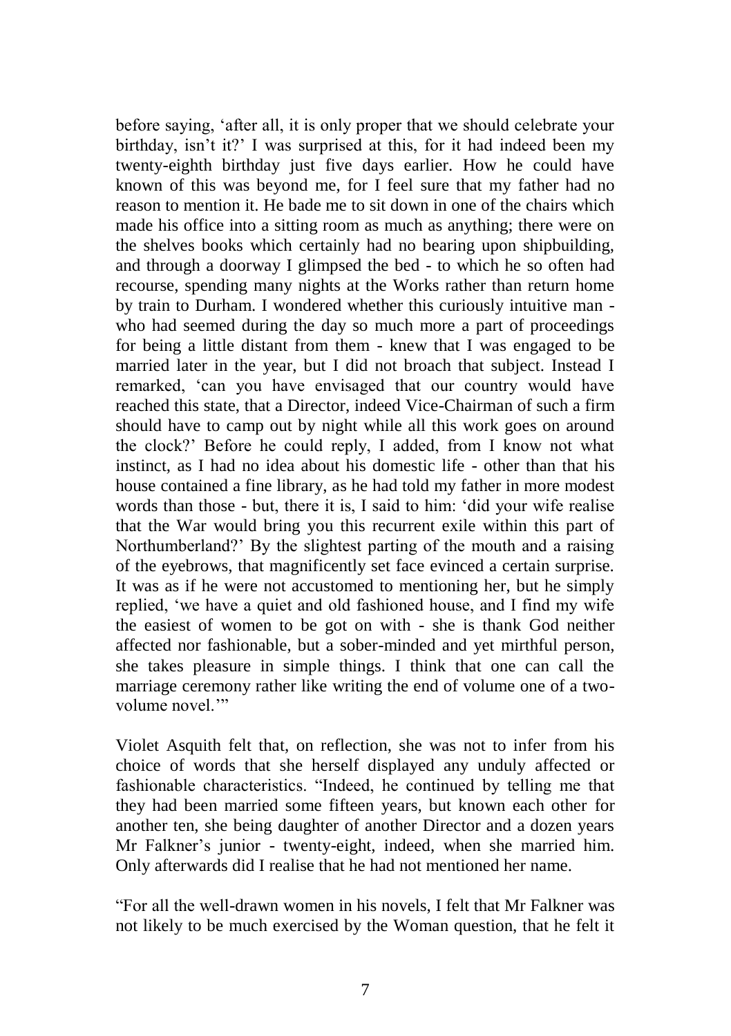before saying, 'after all, it is only proper that we should celebrate your birthday, isn't it?' I was surprised at this, for it had indeed been my twenty-eighth birthday just five days earlier. How he could have known of this was beyond me, for I feel sure that my father had no reason to mention it. He bade me to sit down in one of the chairs which made his office into a sitting room as much as anything; there were on the shelves books which certainly had no bearing upon shipbuilding, and through a doorway I glimpsed the bed - to which he so often had recourse, spending many nights at the Works rather than return home by train to Durham. I wondered whether this curiously intuitive man - who had seemed during the day so much more a part of proceedings for being a little distant from them - knew that I was engaged to be married later in the year, but I did not broach that subject. Instead I remarked, 'can you have envisaged that our country would have reached this state, that a Director, indeed Vice-Chairman of such a firm should have to camp out by night while all this work goes on around the clock?' Before he could reply, I added, from I know not what instinct, as I had no idea about his domestic life - other than that his house contained a fine library, as he had told my father in more modest words than those - but, there it is, I said to him: 'did your wife realise that the War would bring you this recurrent exile within this part of Northumberland?' By the slightest parting of the mouth and a raising of the eyebrows, that magnificently set face evinced a certain surprise. It was as if he were not accustomed to mentioning her, but he simply replied, 'we have a quiet and old fashioned house, and I find my wife the easiest of women to be got on with - she is thank God neither affected nor fashionable, but a sober-minded and yet mirthful person, she takes pleasure in simple things. I think that one can call the marriage ceremony rather like writing the end of volume one of a two-volume novel.'"

Violet Asquith felt that, on reflection, she was not to infer from his choice of words that she herself displayed any unduly affected or fashionable characteristics. "Indeed, he continued by telling me that they had been married some fifteen years, but known each other for another ten, she being daughter of another Director and a dozen years Mr Falkner's junior - twenty-eight, indeed, when she married him. Only afterwards did I realise that he had not mentioned her name.

"For all the well-drawn women in his novels, I felt that Mr Falkner was not likely to be much exercised by the Woman question, that he felt it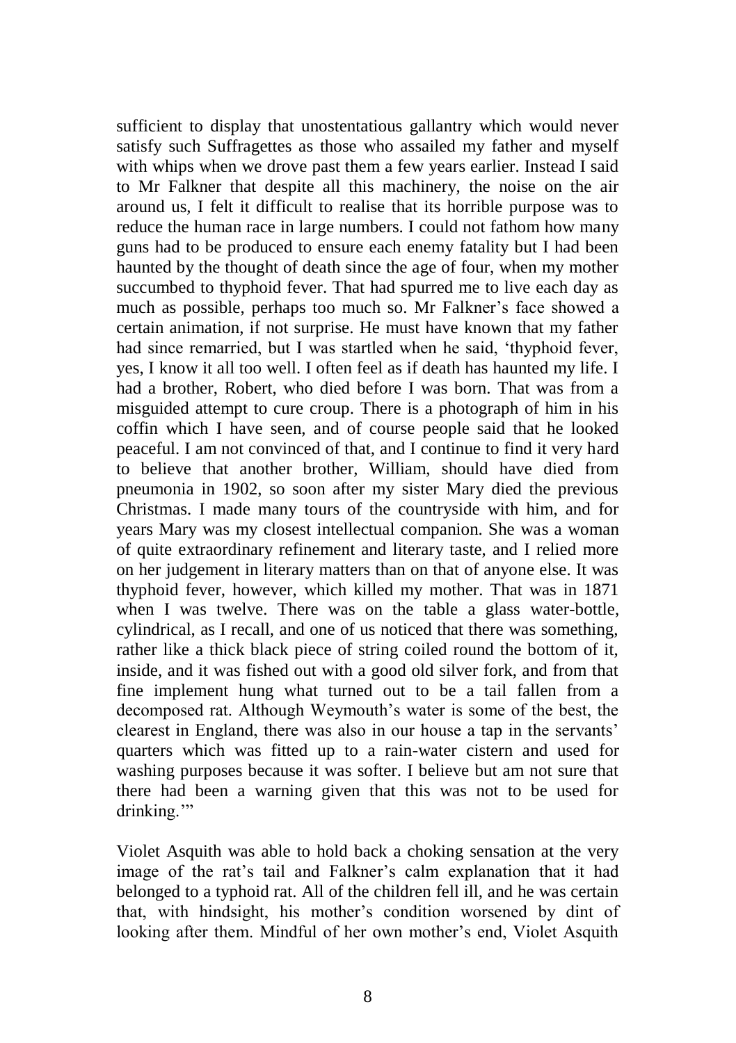sufficient to display that unostentatious gallantry which would never satisfy such Suffragettes as those who assailed my father and myself with whips when we drove past them a few years earlier. Instead I said to Mr Falkner that despite all this machinery, the noise on the air around us, I felt it difficult to realise that its horrible purpose was to reduce the human race in large numbers. I could not fathom how many guns had to be produced to ensure each enemy fatality but I had been haunted by the thought of death since the age of four, when my mother succumbed to thyphoid fever. That had spurred me to live each day as much as possible, perhaps too much so. Mr Falkner's face showed a certain animation, if not surprise. He must have known that my father had since remarried, but I was startled when he said, 'thyphoid fever, yes, I know it all too well. I often feel as if death has haunted my life. I had a brother, Robert, who died before I was born. That was from a misguided attempt to cure croup. There is a photograph of him in his coffin which I have seen, and of course people said that he looked peaceful. I am not convinced of that, and I continue to find it very hard to believe that another brother, William, should have died from pneumonia in 1902, so soon after my sister Mary died the previous Christmas. I made many tours of the countryside with him, and for years Mary was my closest intellectual companion. She was a woman of quite extraordinary refinement and literary taste, and I relied more on her judgement in literary matters than on that of anyone else. It was thyphoid fever, however, which killed my mother. That was in 1871 when I was twelve. There was on the table a glass water-bottle, cylindrical, as I recall, and one of us noticed that there was something, rather like a thick black piece of string coiled round the bottom of it, inside, and it was fished out with a good old silver fork, and from that fine implement hung what turned out to be a tail fallen from a decomposed rat. Although Weymouth's water is some of the best, the clearest in England, there was also in our house a tap in the servants' quarters which was fitted up to a rain-water cistern and used for washing purposes because it was softer. I believe but am not sure that there had been a warning given that this was not to be used for drinking.'"

Violet Asquith was able to hold back a choking sensation at the very image of the rat's tail and Falkner's calm explanation that it had belonged to a typhoid rat. All of the children fell ill, and he was certain that, with hindsight, his mother's condition worsened by dint of looking after them. Mindful of her own mother's end, Violet Asquith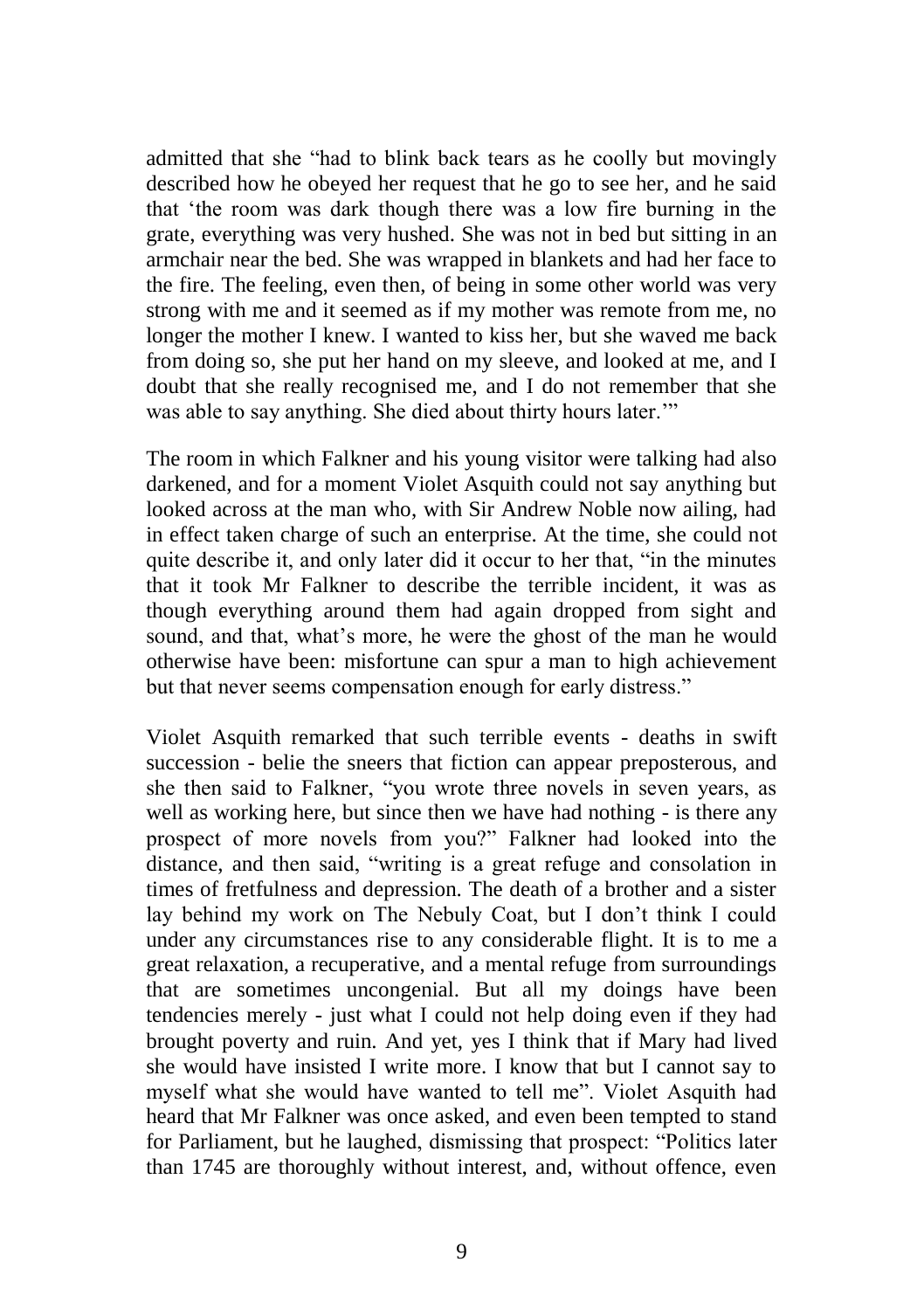admitted that she "had to blink back tears as he coolly but movingly described how he obeyed her request that he go to see her, and he said that 'the room was dark though there was a low fire burning in the grate, everything was very hushed. She was not in bed but sitting in an armchair near the bed. She was wrapped in blankets and had her face to the fire. The feeling, even then, of being in some other world was very strong with me and it seemed as if my mother was remote from me, no longer the mother I knew. I wanted to kiss her, but she waved me back from doing so, she put her hand on my sleeve, and looked at me, and I doubt that she really recognised me, and I do not remember that she was able to say anything. She died about thirty hours later.'"

The room in which Falkner and his young visitor were talking had also darkened, and for a moment Violet Asquith could not say anything but looked across at the man who, with Sir Andrew Noble now ailing, had in effect taken charge of such an enterprise. At the time, she could not quite describe it, and only later did it occur to her that, "in the minutes that it took Mr Falkner to describe the terrible incident, it was as though everything around them had again dropped from sight and sound, and that, what's more, he were the ghost of the man he would otherwise have been: misfortune can spur a man to high achievement but that never seems compensation enough for early distress."

Violet Asquith remarked that such terrible events - deaths in swift succession - belie the sneers that fiction can appear preposterous, and she then said to Falkner, "you wrote three novels in seven years, as well as working here, but since then we have had nothing - is there any prospect of more novels from you?" Falkner had looked into the distance, and then said, "writing is a great refuge and consolation in times of fretfulness and depression. The death of a brother and a sister lay behind my work on The Nebuly Coat, but I don't think I could under any circumstances rise to any considerable flight. It is to me a great relaxation, a recuperative, and a mental refuge from surroundings that are sometimes uncongenial. But all my doings have been tendencies merely - just what I could not help doing even if they had brought poverty and ruin. And yet, yes I think that if Mary had lived she would have insisted I write more. I know that but I cannot say to myself what she would have wanted to tell me". Violet Asquith had heard that Mr Falkner was once asked, and even been tempted to stand for Parliament, but he laughed, dismissing that prospect: "Politics later than 1745 are thoroughly without interest, and, without offence, even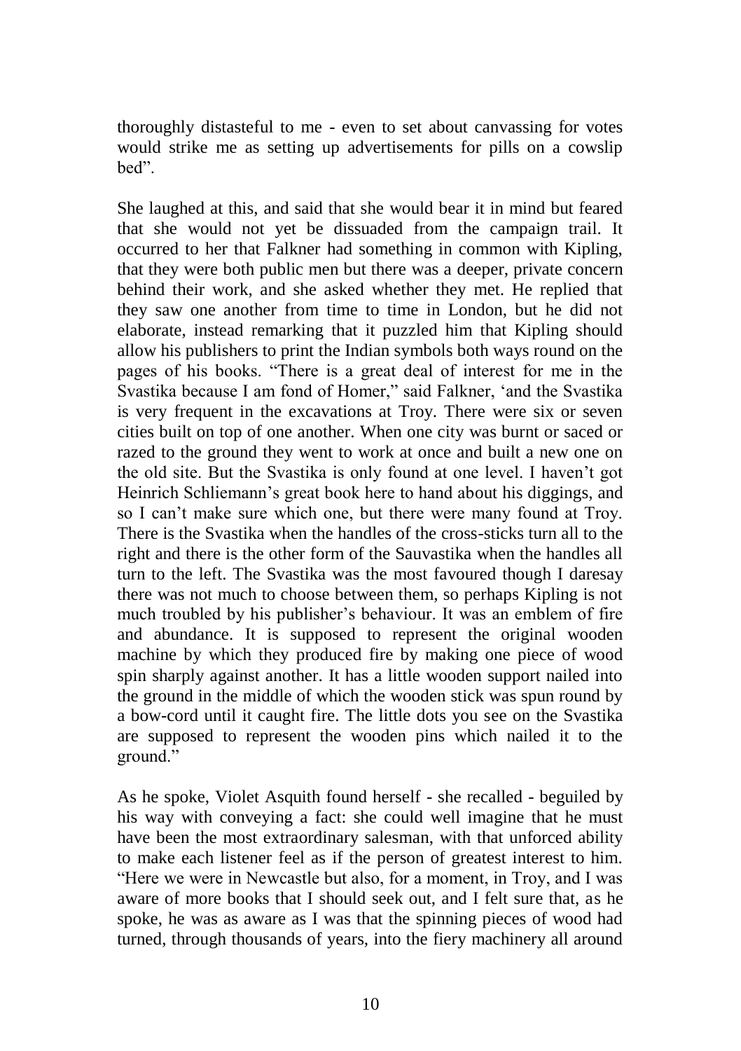thoroughly distasteful to me - even to set about canvassing for votes would strike me as setting up advertisements for pills on a cowslip bed".

She laughed at this, and said that she would bear it in mind but feared that she would not yet be dissuaded from the campaign trail. It occurred to her that Falkner had something in common with Kipling, that they were both public men but there was a deeper, private concern behind their work, and she asked whether they met. He replied that they saw one another from time to time in London, but he did not elaborate, instead remarking that it puzzled him that Kipling should allow his publishers to print the Indian symbols both ways round on the pages of his books. "There is a great deal of interest for me in the Svastika because I am fond of Homer," said Falkner, 'and the Svastika is very frequent in the excavations at Troy. There were six or seven cities built on top of one another. When one city was burnt or saced or razed to the ground they went to work at once and built a new one on the old site. But the Svastika is only found at one level. I haven't got Heinrich Schliemann's great book here to hand about his diggings, and so I can't make sure which one, but there were many found at Troy. There is the Svastika when the handles of the cross-sticks turn all to the right and there is the other form of the Sauvastika when the handles all turn to the left. The Svastika was the most favoured though I daresay there was not much to choose between them, so perhaps Kipling is not much troubled by his publisher's behaviour. It was an emblem of fire and abundance. It is supposed to represent the original wooden machine by which they produced fire by making one piece of wood spin sharply against another. It has a little wooden support nailed into the ground in the middle of which the wooden stick was spun round by a bow-cord until it caught fire. The little dots you see on the Svastika are supposed to represent the wooden pins which nailed it to the ground."

As he spoke, Violet Asquith found herself - she recalled - beguiled by his way with conveying a fact: she could well imagine that he must have been the most extraordinary salesman, with that unforced ability to make each listener feel as if the person of greatest interest to him. "Here we were in Newcastle but also, for a moment, in Troy, and I was aware of more books that I should seek out, and I felt sure that, as he spoke, he was as aware as I was that the spinning pieces of wood had turned, through thousands of years, into the fiery machinery all around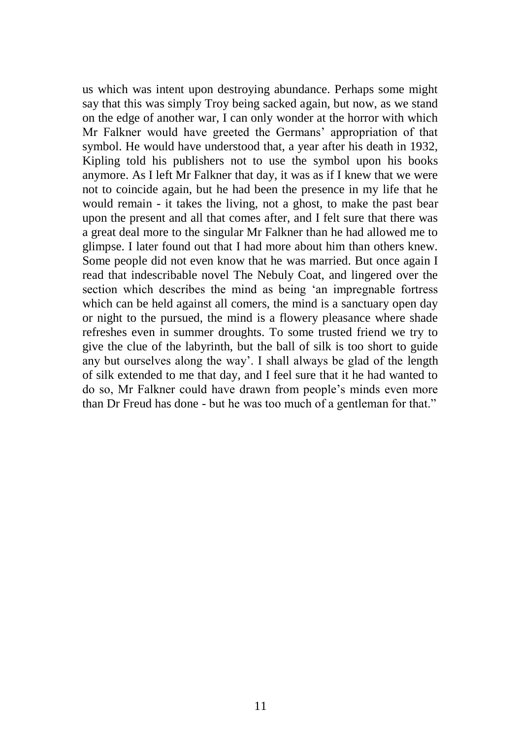us which was intent upon destroying abundance. Perhaps some might say that this was simply Troy being sacked again, but now, as we stand on the edge of another war, I can only wonder at the horror with which Mr Falkner would have greeted the Germans' appropriation of that symbol. He would have understood that, a year after his death in 1932, Kipling told his publishers not to use the symbol upon his books anymore. As I left Mr Falkner that day, it was as if I knew that we were not to coincide again, but he had been the presence in my life that he would remain - it takes the living, not a ghost, to make the past bear upon the present and all that comes after, and I felt sure that there was a great deal more to the singular Mr Falkner than he had allowed me to glimpse. I later found out that I had more about him than others knew. Some people did not even know that he was married. But once again I read that indescribable novel The Nebuly Coat, and lingered over the section which describes the mind as being 'an impregnable fortress which can be held against all comers, the mind is a sanctuary open day or night to the pursued, the mind is a flowery pleasance where shade refreshes even in summer droughts. To some trusted friend we try to give the clue of the labyrinth, but the ball of silk is too short to guide any but ourselves along the way'. I shall always be glad of the length of silk extended to me that day, and I feel sure that it he had wanted to do so, Mr Falkner could have drawn from people's minds even more than Dr Freud has done - but he was too much of a gentleman for that."